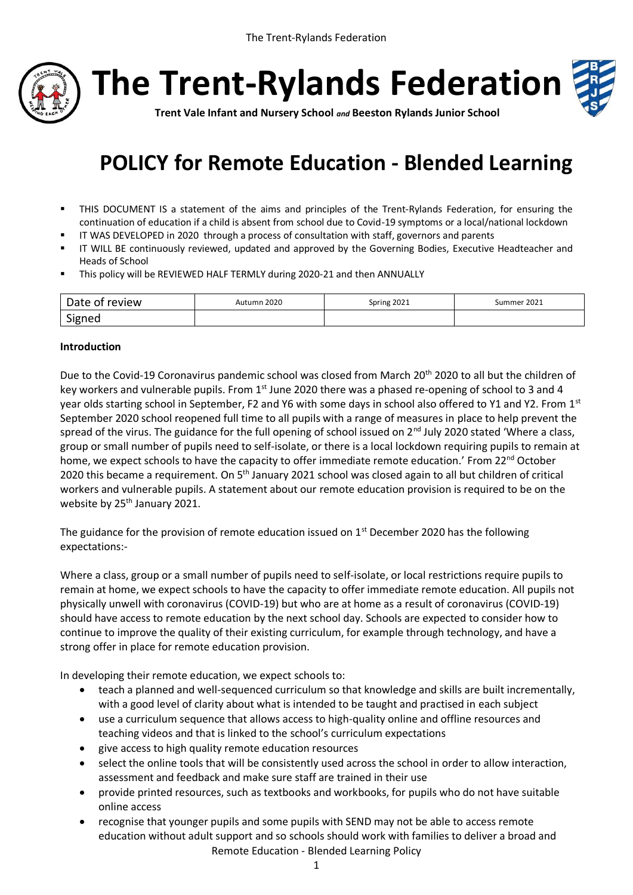# The Trent-Rylands Federation

**Trent Vale Infant and Nursery School** *and* **Beeston Rylands Junior School**

# POLICY for Remote Education - Blended Learning

- THIS DOCUMENT IS a statement of the aims and principles of the Trent-Rylands Federation, for ensuring the continuation of education if a child is absent from school due to Covid-19 symptoms or a local/national lockdown
- IT WAS DEVELOPED in 2020 through a process of consultation with staff, governors and parents
- IT WILL BE continuously reviewed, updated and approved by the Governing Bodies, Executive Headteacher and Heads of School
- This policy will be REVIEWED HALF TERMLY during 2020-21 and then ANNUALLY

| Date of review | Autumn 2020 | Spring 2021 | Summer 2021 |
| --- | --- | --- | --- |
| Signed | | | |

**Introduction**

Due to the Covid-19 Coronavirus pandemic school was closed from March 20th 2020 to all but the children of key workers and vulnerable pupils. From 1st June 2020 there was a phased re-opening of school to 3 and 4 year olds starting school in September, F2 and Y6 with some days in school also offered to Y1 and Y2. From 1st September 2020 school reopened full time to all pupils with a range of measures in place to help prevent the spread of the virus. The guidance for the full opening of school issued on 2nd July 2020 stated 'Where a class, group or small number of pupils need to self-isolate, or there is a local lockdown requiring pupils to remain at home, we expect schools to have the capacity to offer immediate remote education.' From 22nd October 2020 this became a requirement. On 5th January 2021 school was closed again to all but children of critical workers and vulnerable pupils. A statement about our remote education provision is required to be on the website by 25th January 2021.

The guidance for the provision of remote education issued on 1st December 2020 has the following expectations:-

Where a class, group or a small number of pupils need to self-isolate, or local restrictions require pupils to remain at home, we expect schools to have the capacity to offer immediate remote education. All pupils not physically unwell with coronavirus (COVID-19) but who are at home as a result of coronavirus (COVID-19) should have access to remote education by the next school day. Schools are expected to consider how to continue to improve the quality of their existing curriculum, for example through technology, and have a strong offer in place for remote education provision.

In developing their remote education, we expect schools to:

- teach a planned and well-sequenced curriculum so that knowledge and skills are built incrementally, with a good level of clarity about what is intended to be taught and practised in each subject
- use a curriculum sequence that allows access to high-quality online and offline resources and teaching videos and that is linked to the school's curriculum expectations
- give access to high quality remote education resources
- select the online tools that will be consistently used across the school in order to allow interaction, assessment and feedback and make sure staff are trained in their use
- provide printed resources, such as textbooks and workbooks, for pupils who do not have suitable online access
- recognise that younger pupils and some pupils with SEND may not be able to access remote education without adult support and so schools should work with families to deliver a broad and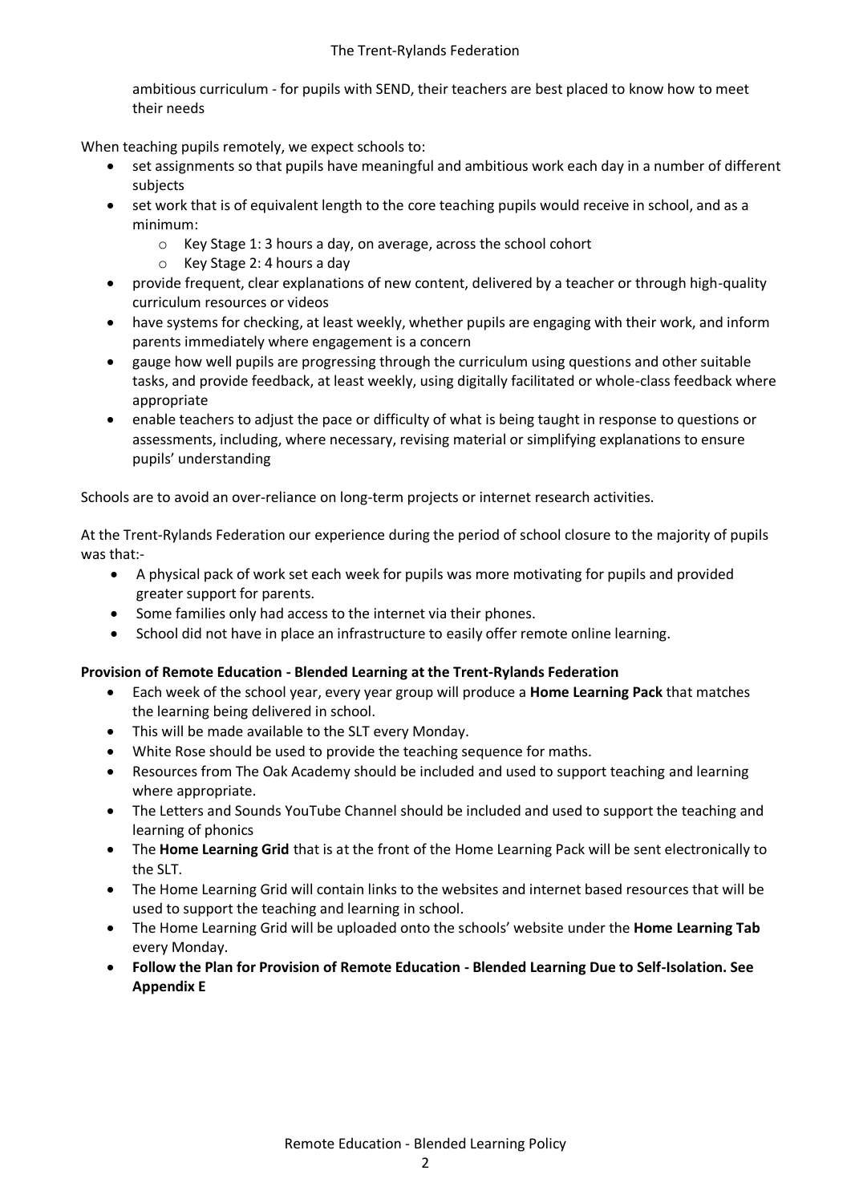ambitious curriculum - for pupils with SEND, their teachers are best placed to know how to meet their needs

When teaching pupils remotely, we expect schools to:

- set assignments so that pupils have meaningful and ambitious work each day in a number of different subjects
- set work that is of equivalent length to the core teaching pupils would receive in school, and as a minimum:
    - Key Stage 1: 3 hours a day, on average, across the school cohort
    - Key Stage 2: 4 hours a day
- provide frequent, clear explanations of new content, delivered by a teacher or through high-quality curriculum resources or videos
- have systems for checking, at least weekly, whether pupils are engaging with their work, and inform parents immediately where engagement is a concern
- gauge how well pupils are progressing through the curriculum using questions and other suitable tasks, and provide feedback, at least weekly, using digitally facilitated or whole-class feedback where appropriate
- enable teachers to adjust the pace or difficulty of what is being taught in response to questions or assessments, including, where necessary, revising material or simplifying explanations to ensure pupils' understanding

Schools are to avoid an over-reliance on long-term projects or internet research activities.

At the Trent-Rylands Federation our experience during the period of school closure to the majority of pupils was that:-

- A physical pack of work set each week for pupils was more motivating for pupils and provided greater support for parents.
- Some families only had access to the internet via their phones.
- School did not have in place an infrastructure to easily offer remote online learning.

**Provision of Remote Education - Blended Learning at the Trent-Rylands Federation**

- Each week of the school year, every year group will produce a **Home Learning Pack** that matches the learning being delivered in school.
- This will be made available to the SLT every Monday.
- White Rose should be used to provide the teaching sequence for maths.
- Resources from The Oak Academy should be included and used to support teaching and learning where appropriate.
- The Letters and Sounds YouTube Channel should be included and used to support the teaching and learning of phonics
- The **Home Learning Grid** that is at the front of the Home Learning Pack will be sent electronically to the SLT.
- The Home Learning Grid will contain links to the websites and internet based resources that will be used to support the teaching and learning in school.
- The Home Learning Grid will be uploaded onto the schools' website under the **Home Learning Tab** every Monday.
- **Follow the Plan for Provision of Remote Education - Blended Learning Due to Self-Isolation. See Appendix E**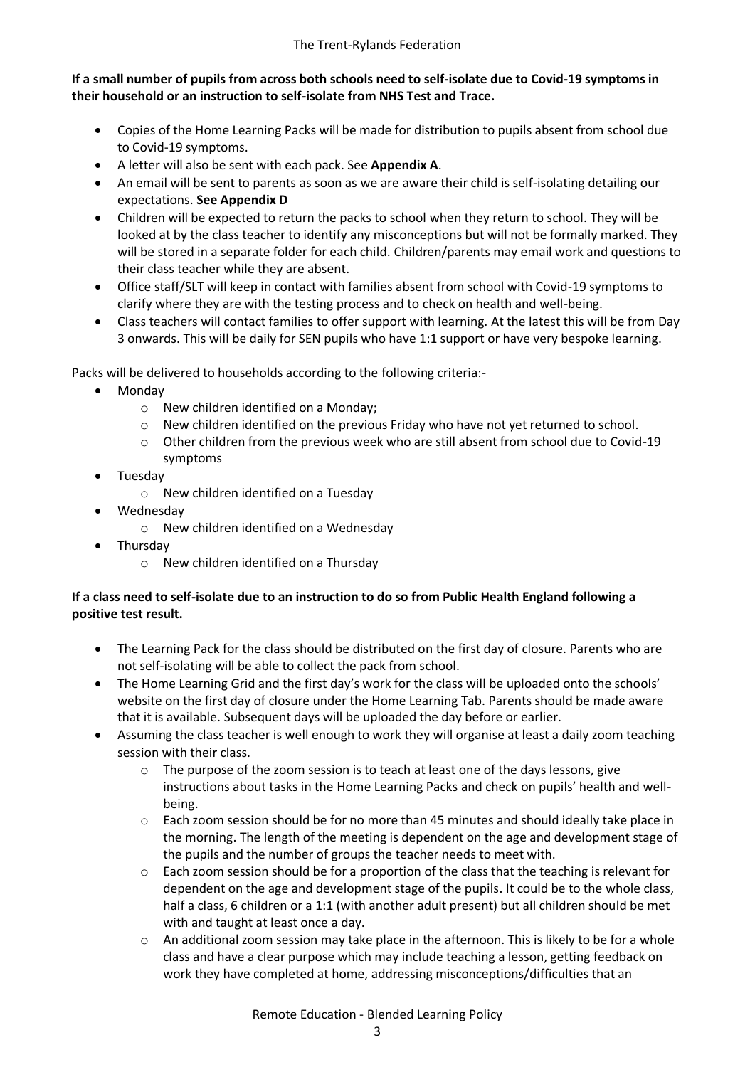**If a small number of pupils from across both schools need to self-isolate due to Covid-19 symptoms in their household or an instruction to self-isolate from NHS Test and Trace.**

- Copies of the Home Learning Packs will be made for distribution to pupils absent from school due to Covid-19 symptoms.
- A letter will also be sent with each pack. See **Appendix A**.
- An email will be sent to parents as soon as we are aware their child is self-isolating detailing our expectations. **See Appendix D**
- Children will be expected to return the packs to school when they return to school. They will be looked at by the class teacher to identify any misconceptions but will not be formally marked. They will be stored in a separate folder for each child. Children/parents may email work and questions to their class teacher while they are absent.
- Office staff/SLT will keep in contact with families absent from school with Covid-19 symptoms to clarify where they are with the testing process and to check on health and well-being.
- Class teachers will contact families to offer support with learning. At the latest this will be from Day 3 onwards. This will be daily for SEN pupils who have 1:1 support or have very bespoke learning.

Packs will be delivered to households according to the following criteria:-

- Monday
  - New children identified on a Monday;
  - New children identified on the previous Friday who have not yet returned to school.
  - Other children from the previous week who are still absent from school due to Covid-19 symptoms
- Tuesday
  - New children identified on a Tuesday
- Wednesday
  - New children identified on a Wednesday
- Thursday
  - New children identified on a Thursday

**If a class need to self-isolate due to an instruction to do so from Public Health England following a positive test result.**

- The Learning Pack for the class should be distributed on the first day of closure. Parents who are not self-isolating will be able to collect the pack from school.
- The Home Learning Grid and the first day's work for the class will be uploaded onto the schools' website on the first day of closure under the Home Learning Tab. Parents should be made aware that it is available. Subsequent days will be uploaded the day before or earlier.
- Assuming the class teacher is well enough to work they will organise at least a daily zoom teaching session with their class.
  - The purpose of the zoom session is to teach at least one of the days lessons, give instructions about tasks in the Home Learning Packs and check on pupils' health and well-being.
  - Each zoom session should be for no more than 45 minutes and should ideally take place in the morning. The length of the meeting is dependent on the age and development stage of the pupils and the number of groups the teacher needs to meet with.
  - Each zoom session should be for a proportion of the class that the teaching is relevant for dependent on the age and development stage of the pupils. It could be to the whole class, half a class, 6 children or a 1:1 (with another adult present) but all children should be met with and taught at least once a day.
  - An additional zoom session may take place in the afternoon. This is likely to be for a whole class and have a clear purpose which may include teaching a lesson, getting feedback on work they have completed at home, addressing misconceptions/difficulties that an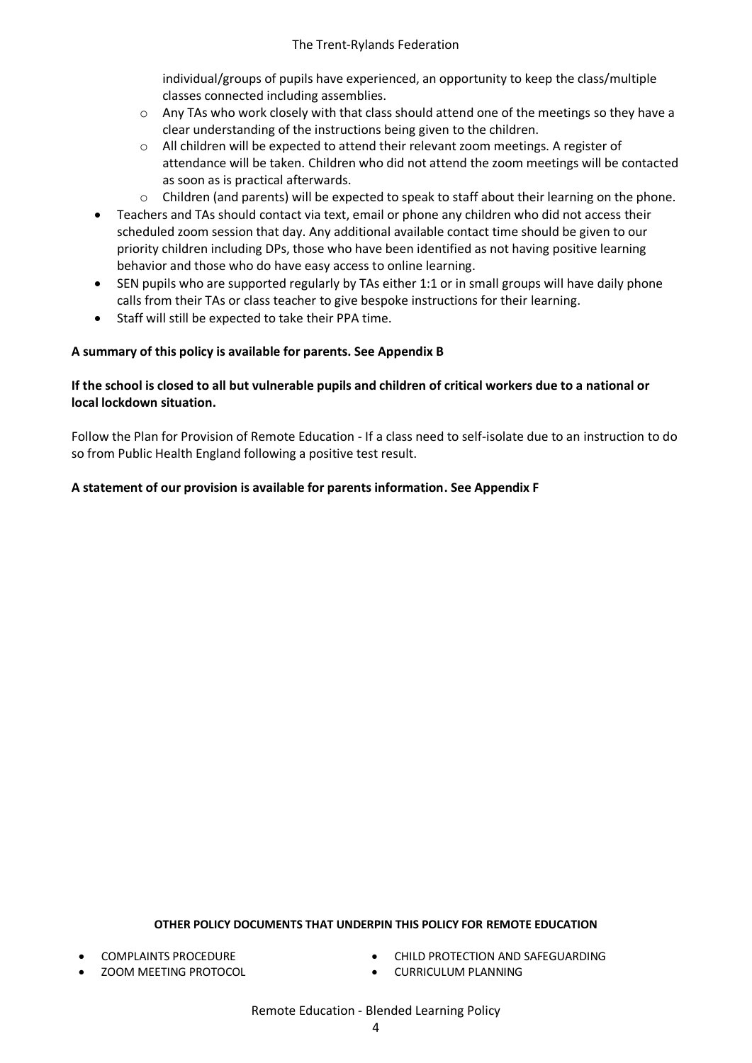individual/groups of pupils have experienced, an opportunity to keep the class/multiple classes connected including assemblies.

  - Any TAs who work closely with that class should attend one of the meetings so they have a clear understanding of the instructions being given to the children.
  - All children will be expected to attend their relevant zoom meetings. A register of attendance will be taken. Children who did not attend the zoom meetings will be contacted as soon as is practical afterwards.
  - Children (and parents) will be expected to speak to staff about their learning on the phone.
- Teachers and TAs should contact via text, email or phone any children who did not access their scheduled zoom session that day. Any additional available contact time should be given to our priority children including DPs, those who have been identified as not having positive learning behavior and those who do have easy access to online learning.
- SEN pupils who are supported regularly by TAs either 1:1 or in small groups will have daily phone calls from their TAs or class teacher to give bespoke instructions for their learning.
- Staff will still be expected to take their PPA time.

**A summary of this policy is available for parents. See Appendix B**

**If the school is closed to all but vulnerable pupils and children of critical workers due to a national or local lockdown situation.**

Follow the Plan for Provision of Remote Education - If a class need to self-isolate due to an instruction to do so from Public Health England following a positive test result.

**A statement of our provision is available for parents information. See Appendix F**

**OTHER POLICY DOCUMENTS THAT UNDERPIN THIS POLICY FOR REMOTE EDUCATION**

- COMPLAINTS PROCEDURE
- ZOOM MEETING PROTOCOL
- CHILD PROTECTION AND SAFEGUARDING
- CURRICULUM PLANNING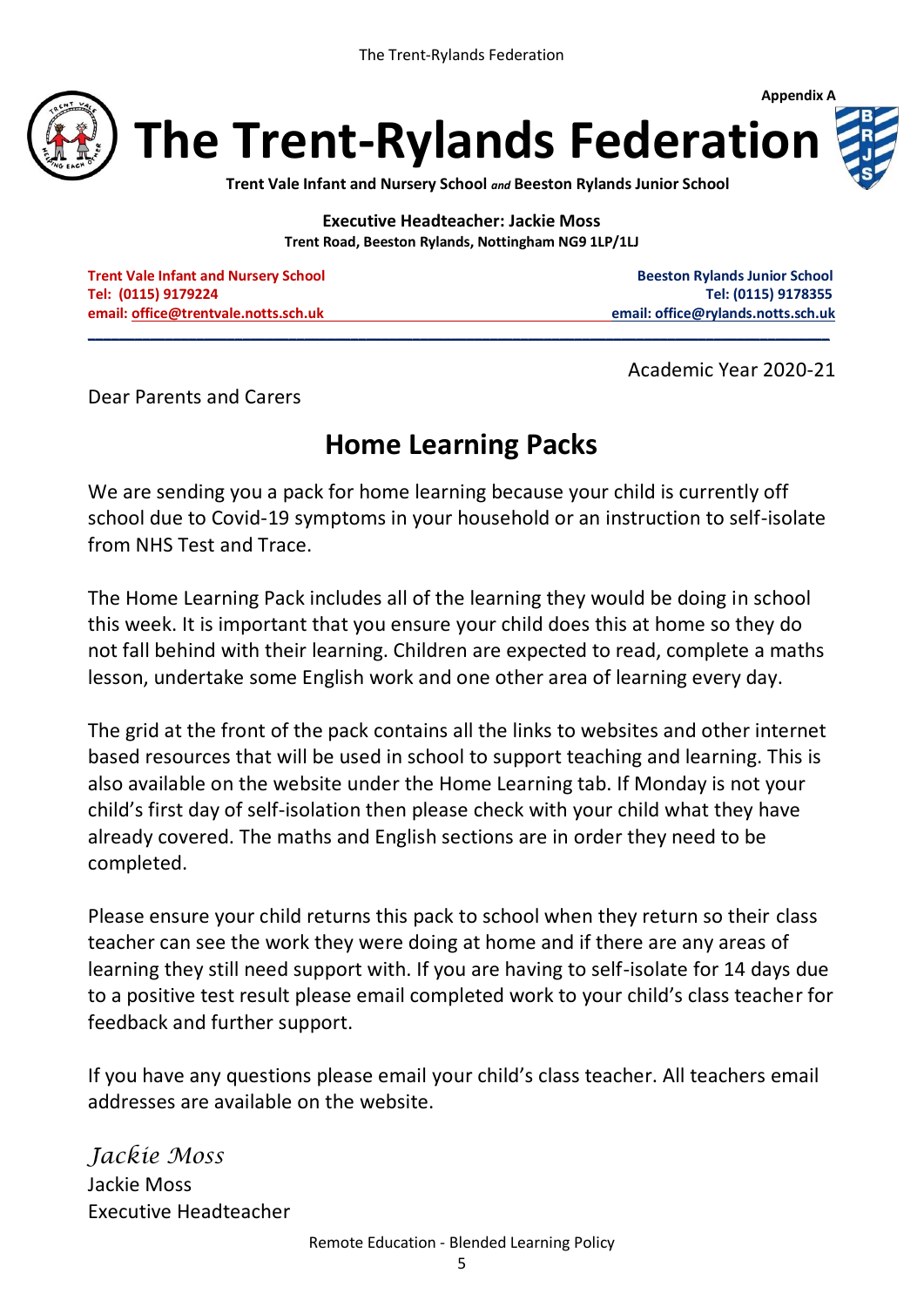**Appendix A**

# The Trent-Rylands Federation

**Trent Vale Infant and Nursery School** ***and*** **Beeston Rylands Junior School**

**Executive Headteacher: Jackie Moss**
**Trent Road, Beeston Rylands, Nottingham NG9 1LP/1LJ**

**Trent Vale Infant and Nursery School**
**Tel: (0115) 9179224**
**email: office@trentvale.notts.sch.uk**

**Beeston Rylands Junior School**
**Tel: (0115) 9178355**
**email: office@rylands.notts.sch.uk**

Academic Year 2020-21

Dear Parents and Carers

## Home Learning Packs

We are sending you a pack for home learning because your child is currently off school due to Covid-19 symptoms in your household or an instruction to self-isolate from NHS Test and Trace.

The Home Learning Pack includes all of the learning they would be doing in school this week. It is important that you ensure your child does this at home so they do not fall behind with their learning. Children are expected to read, complete a maths lesson, undertake some English work and one other area of learning every day.

The grid at the front of the pack contains all the links to websites and other internet based resources that will be used in school to support teaching and learning. This is also available on the website under the Home Learning tab. If Monday is not your child's first day of self-isolation then please check with your child what they have already covered. The maths and English sections are in order they need to be completed.

Please ensure your child returns this pack to school when they return so their class teacher can see the work they were doing at home and if there are any areas of learning they still need support with. If you are having to self-isolate for 14 days due to a positive test result please email completed work to your child's class teacher for feedback and further support.

If you have any questions please email your child's class teacher. All teachers email addresses are available on the website.

*Jackie Moss*
Jackie Moss
Executive Headteacher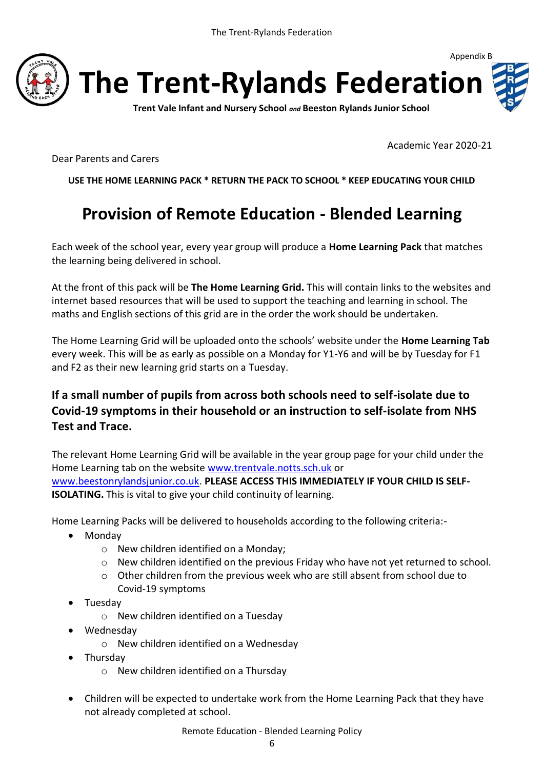Appendix B

# The Trent-Rylands Federation

**Trent Vale Infant and Nursery School** ***and*** **Beeston Rylands Junior School**

Academic Year 2020-21

Dear Parents and Carers

**USE THE HOME LEARNING PACK * RETURN THE PACK TO SCHOOL * KEEP EDUCATING YOUR CHILD**

## Provision of Remote Education - Blended Learning

Each week of the school year, every year group will produce a **Home Learning Pack** that matches the learning being delivered in school.

At the front of this pack will be **The Home Learning Grid.** This will contain links to the websites and internet based resources that will be used to support the teaching and learning in school. The maths and English sections of this grid are in the order the work should be undertaken.

The Home Learning Grid will be uploaded onto the schools' website under the **Home Learning Tab** every week. This will be as early as possible on a Monday for Y1-Y6 and will be by Tuesday for F1 and F2 as their new learning grid starts on a Tuesday.

### If a small number of pupils from across both schools need to self-isolate due to Covid-19 symptoms in their household or an instruction to self-isolate from NHS Test and Trace.

The relevant Home Learning Grid will be available in the year group page for your child under the Home Learning tab on the website www.trentvale.notts.sch.uk or www.beestonrylandsjunior.co.uk. **PLEASE ACCESS THIS IMMEDIATELY IF YOUR CHILD IS SELF-ISOLATING.** This is vital to give your child continuity of learning.

Home Learning Packs will be delivered to households according to the following criteria:-

- Monday
  - New children identified on a Monday;
  - New children identified on the previous Friday who have not yet returned to school.
  - Other children from the previous week who are still absent from school due to Covid-19 symptoms
- Tuesday
  - New children identified on a Tuesday
- Wednesday
  - New children identified on a Wednesday
- Thursday
  - New children identified on a Thursday

- Children will be expected to undertake work from the Home Learning Pack that they have not already completed at school.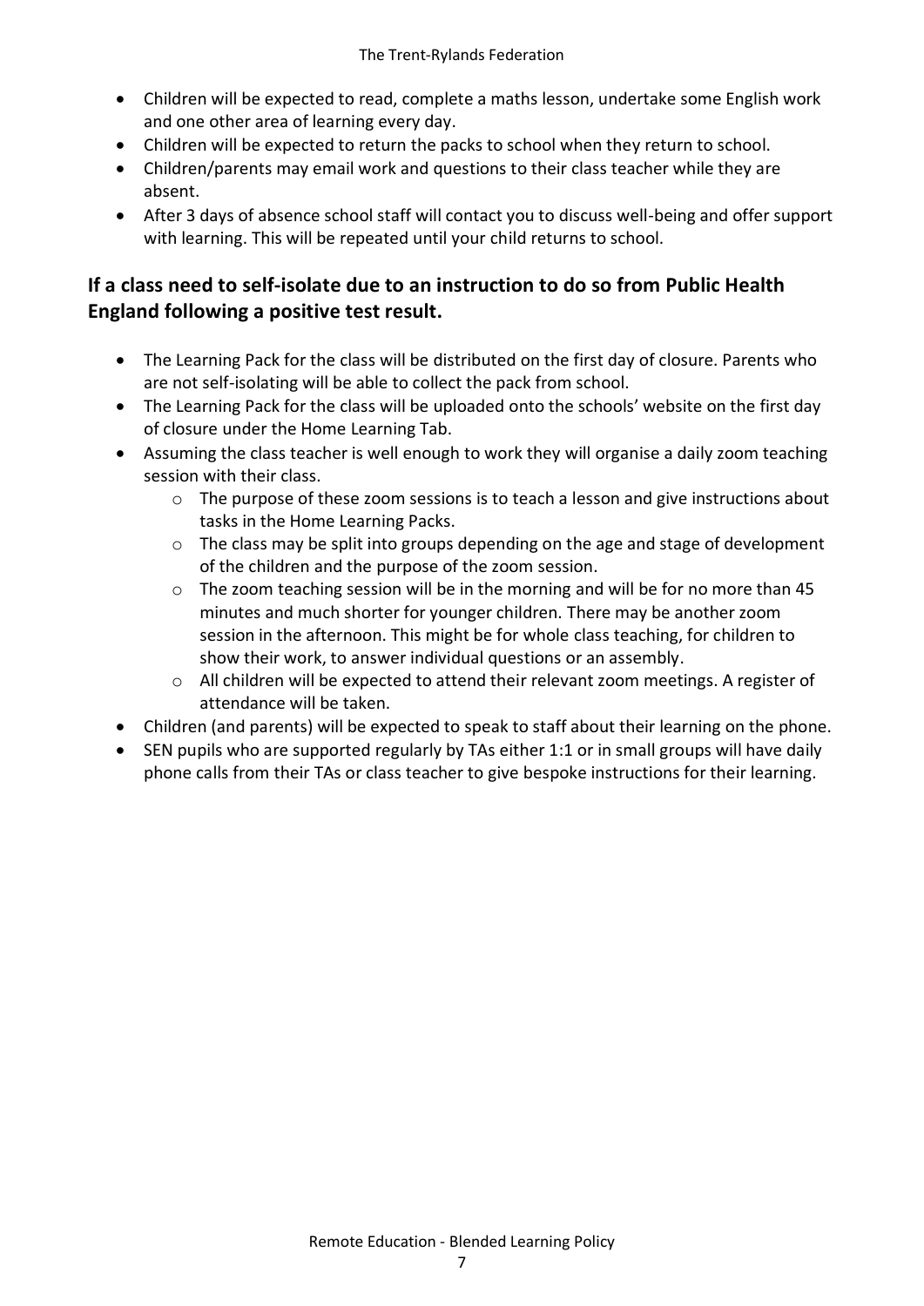- Children will be expected to read, complete a maths lesson, undertake some English work and one other area of learning every day.
- Children will be expected to return the packs to school when they return to school.
- Children/parents may email work and questions to their class teacher while they are absent.
- After 3 days of absence school staff will contact you to discuss well-being and offer support with learning. This will be repeated until your child returns to school.

## If a class need to self-isolate due to an instruction to do so from Public Health England following a positive test result.

- The Learning Pack for the class will be distributed on the first day of closure. Parents who are not self-isolating will be able to collect the pack from school.
- The Learning Pack for the class will be uploaded onto the schools' website on the first day of closure under the Home Learning Tab.
- Assuming the class teacher is well enough to work they will organise a daily zoom teaching session with their class.
  - The purpose of these zoom sessions is to teach a lesson and give instructions about tasks in the Home Learning Packs.
  - The class may be split into groups depending on the age and stage of development of the children and the purpose of the zoom session.
  - The zoom teaching session will be in the morning and will be for no more than 45 minutes and much shorter for younger children. There may be another zoom session in the afternoon. This might be for whole class teaching, for children to show their work, to answer individual questions or an assembly.
  - All children will be expected to attend their relevant zoom meetings. A register of attendance will be taken.
- Children (and parents) will be expected to speak to staff about their learning on the phone.
- SEN pupils who are supported regularly by TAs either 1:1 or in small groups will have daily phone calls from their TAs or class teacher to give bespoke instructions for their learning.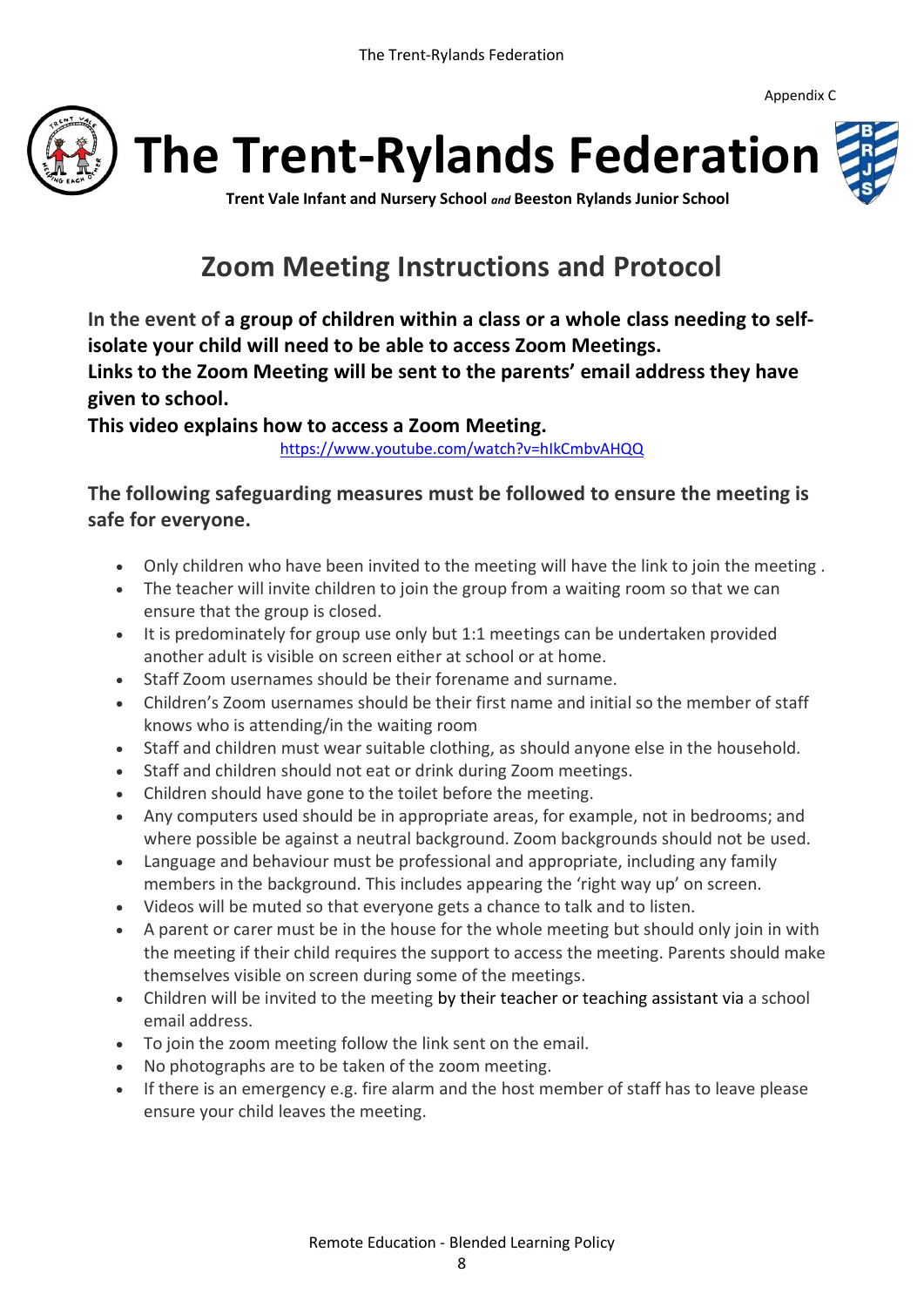Appendix C

# The Trent-Rylands Federation

**Trent Vale Infant and Nursery School *and* Beeston Rylands Junior School**

## Zoom Meeting Instructions and Protocol

**In the event of a group of children within a class or a whole class needing to self-isolate your child will need to be able to access Zoom Meetings.**
**Links to the Zoom Meeting will be sent to the parents' email address they have given to school.**
**This video explains how to access a Zoom Meeting.**

https://www.youtube.com/watch?v=hIkCmbvAHQQ

**The following safeguarding measures must be followed to ensure the meeting is safe for everyone.**

- Only children who have been invited to the meeting will have the link to join the meeting .
- The teacher will invite children to join the group from a waiting room so that we can ensure that the group is closed.
- It is predominately for group use only but 1:1 meetings can be undertaken provided another adult is visible on screen either at school or at home.
- Staff Zoom usernames should be their forename and surname.
- Children's Zoom usernames should be their first name and initial so the member of staff knows who is attending/in the waiting room
- Staff and children must wear suitable clothing, as should anyone else in the household.
- Staff and children should not eat or drink during Zoom meetings.
- Children should have gone to the toilet before the meeting.
- Any computers used should be in appropriate areas, for example, not in bedrooms; and where possible be against a neutral background. Zoom backgrounds should not be used.
- Language and behaviour must be professional and appropriate, including any family members in the background. This includes appearing the 'right way up' on screen.
- Videos will be muted so that everyone gets a chance to talk and to listen.
- A parent or carer must be in the house for the whole meeting but should only join in with the meeting if their child requires the support to access the meeting. Parents should make themselves visible on screen during some of the meetings.
- Children will be invited to the meeting by their teacher or teaching assistant via a school email address.
- To join the zoom meeting follow the link sent on the email.
- No photographs are to be taken of the zoom meeting.
- If there is an emergency e.g. fire alarm and the host member of staff has to leave please ensure your child leaves the meeting.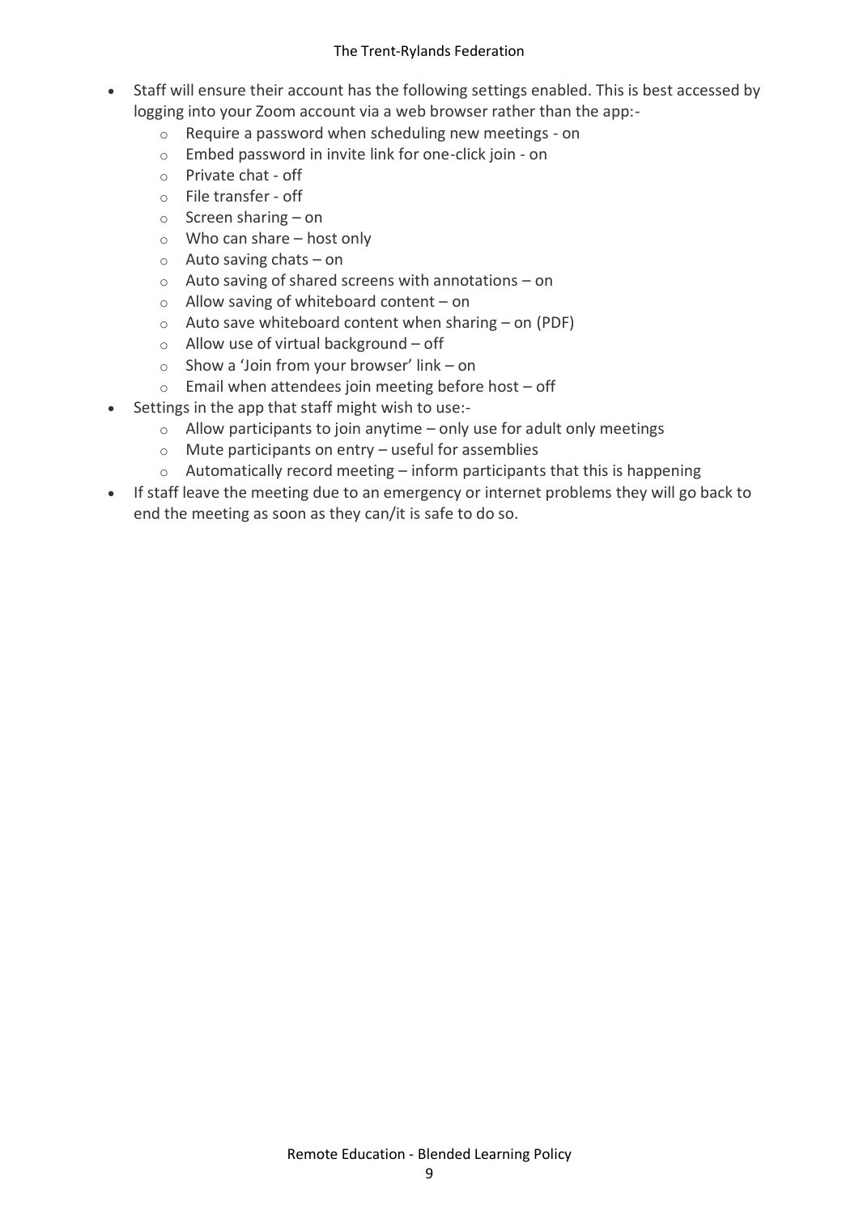- Staff will ensure their account has the following settings enabled. This is best accessed by logging into your Zoom account via a web browser rather than the app:-
    - Require a password when scheduling new meetings - on
    - Embed password in invite link for one-click join - on
    - Private chat - off
    - File transfer - off
    - Screen sharing – on
    - Who can share – host only
    - Auto saving chats – on
    - Auto saving of shared screens with annotations – on
    - Allow saving of whiteboard content – on
    - Auto save whiteboard content when sharing – on (PDF)
    - Allow use of virtual background – off
    - Show a 'Join from your browser' link – on
    - Email when attendees join meeting before host – off
- Settings in the app that staff might wish to use:-
    - Allow participants to join anytime – only use for adult only meetings
    - Mute participants on entry – useful for assemblies
    - Automatically record meeting – inform participants that this is happening
- If staff leave the meeting due to an emergency or internet problems they will go back to end the meeting as soon as they can/it is safe to do so.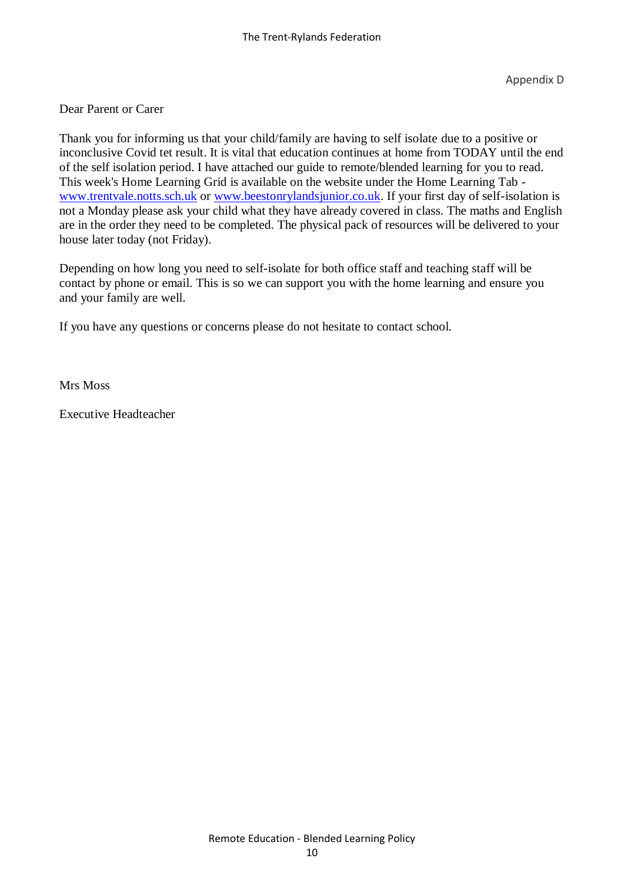Appendix D

Dear Parent or Carer

Thank you for informing us that your child/family are having to self isolate due to a positive or inconclusive Covid tet result. It is vital that education continues at home from TODAY until the end of the self isolation period. I have attached our guide to remote/blended learning for you to read. This week's Home Learning Grid is available on the website under the Home Learning Tab - [www.trentvale.notts.sch.uk](http://www.trentvale.notts.sch.uk) or [www.beestonrylandsjunior.co.uk](http://www.beestonrylandsjunior.co.uk). If your first day of self-isolation is not a Monday please ask your child what they have already covered in class. The maths and English are in the order they need to be completed. The physical pack of resources will be delivered to your house later today (not Friday).

Depending on how long you need to self-isolate for both office staff and teaching staff will be contact by phone or email. This is so we can support you with the home learning and ensure you and your family are well.

If you have any questions or concerns please do not hesitate to contact school.

Mrs Moss

Executive Headteacher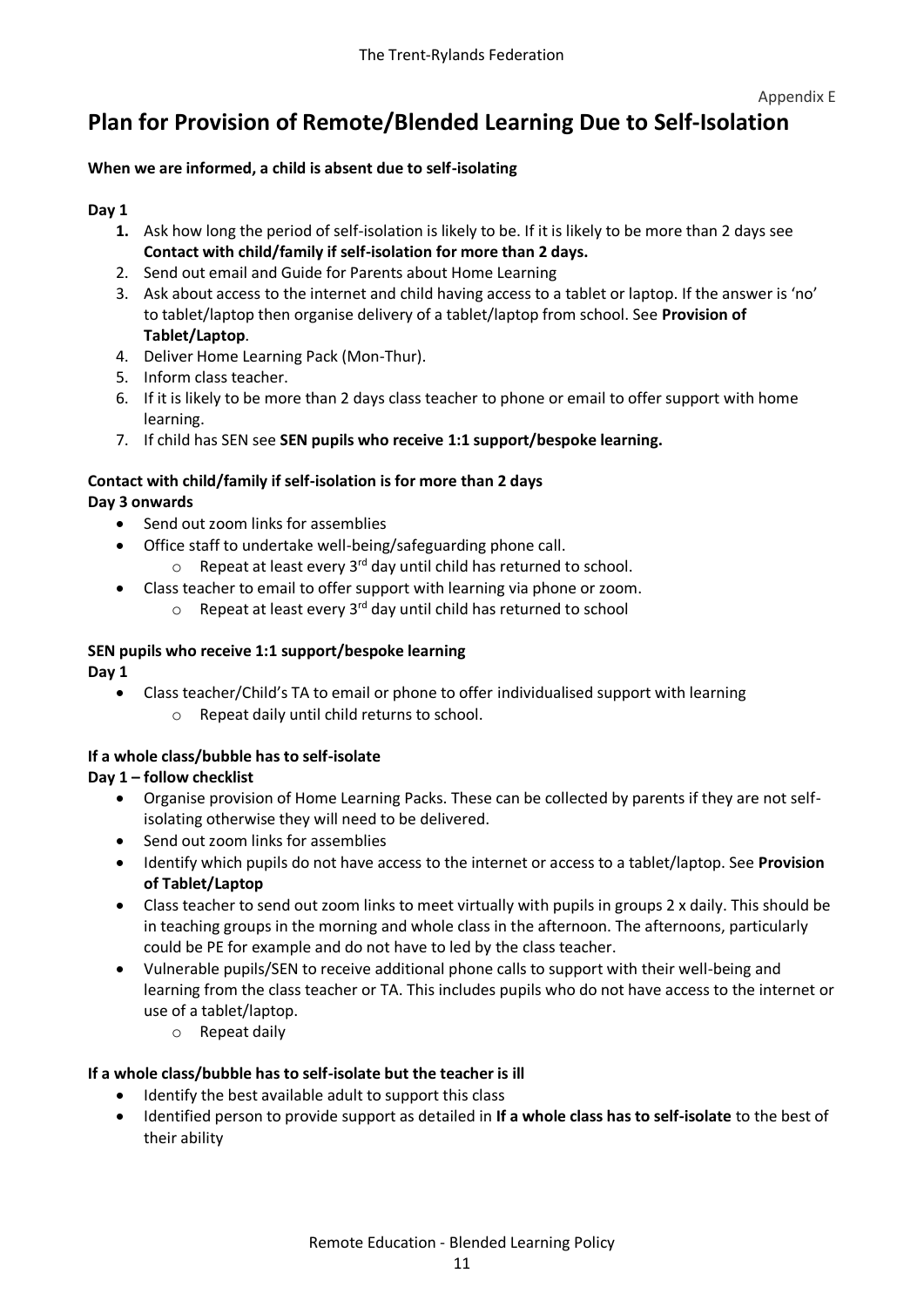Appendix E

# Plan for Provision of Remote/Blended Learning Due to Self-Isolation

**When we are informed, a child is absent due to self-isolating**

**Day 1**

1. Ask how long the period of self-isolation is likely to be. If it is likely to be more than 2 days see **Contact with child/family if self-isolation for more than 2 days.**
2. Send out email and Guide for Parents about Home Learning
3. Ask about access to the internet and child having access to a tablet or laptop. If the answer is 'no' to tablet/laptop then organise delivery of a tablet/laptop from school. See **Provision of Tablet/Laptop**.
4. Deliver Home Learning Pack (Mon-Thur).
5. Inform class teacher.
6. If it is likely to be more than 2 days class teacher to phone or email to offer support with home learning.
7. If child has SEN see **SEN pupils who receive 1:1 support/bespoke learning.**

**Contact with child/family if self-isolation is for more than 2 days**
**Day 3 onwards**

- Send out zoom links for assemblies
- Office staff to undertake well-being/safeguarding phone call.
  - Repeat at least every 3rd day until child has returned to school.
- Class teacher to email to offer support with learning via phone or zoom.
  - Repeat at least every 3rd day until child has returned to school

**SEN pupils who receive 1:1 support/bespoke learning**
**Day 1**

- Class teacher/Child's TA to email or phone to offer individualised support with learning
  - Repeat daily until child returns to school.

**If a whole class/bubble has to self-isolate**
**Day 1 – follow checklist**

- Organise provision of Home Learning Packs. These can be collected by parents if they are not self-isolating otherwise they will need to be delivered.
- Send out zoom links for assemblies
- Identify which pupils do not have access to the internet or access to a tablet/laptop. See **Provision of Tablet/Laptop**
- Class teacher to send out zoom links to meet virtually with pupils in groups 2 x daily. This should be in teaching groups in the morning and whole class in the afternoon. The afternoons, particularly could be PE for example and do not have to led by the class teacher.
- Vulnerable pupils/SEN to receive additional phone calls to support with their well-being and learning from the class teacher or TA. This includes pupils who do not have access to the internet or use of a tablet/laptop.
  - Repeat daily

**If a whole class/bubble has to self-isolate but the teacher is ill**

- Identify the best available adult to support this class
- Identified person to provide support as detailed in **If a whole class has to self-isolate** to the best of their ability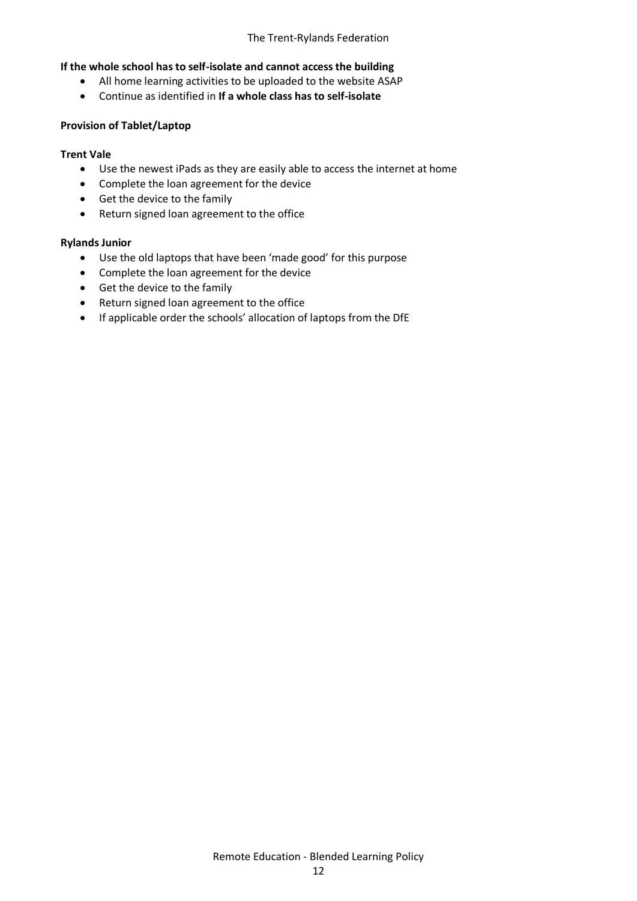**If the whole school has to self-isolate and cannot access the building**

- All home learning activities to be uploaded to the website ASAP
- Continue as identified in **If a whole class has to self-isolate**

**Provision of Tablet/Laptop**

**Trent Vale**

- Use the newest iPads as they are easily able to access the internet at home
- Complete the loan agreement for the device
- Get the device to the family
- Return signed loan agreement to the office

**Rylands Junior**

- Use the old laptops that have been 'made good' for this purpose
- Complete the loan agreement for the device
- Get the device to the family
- Return signed loan agreement to the office
- If applicable order the schools' allocation of laptops from the DfE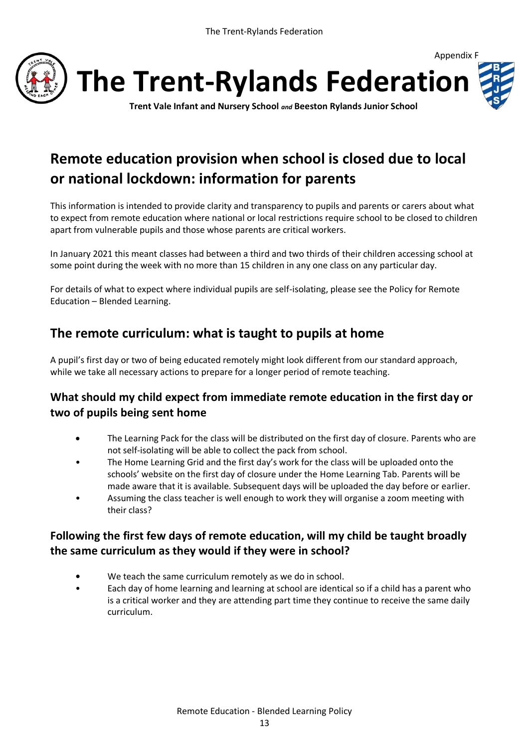Appendix F

# The Trent-Rylands Federation

**Trent Vale Infant and Nursery School *and* Beeston Rylands Junior School**

## Remote education provision when school is closed due to local or national lockdown: information for parents

This information is intended to provide clarity and transparency to pupils and parents or carers about what to expect from remote education where national or local restrictions require school to be closed to children apart from vulnerable pupils and those whose parents are critical workers.

In January 2021 this meant classes had between a third and two thirds of their children accessing school at some point during the week with no more than 15 children in any one class on any particular day.

For details of what to expect where individual pupils are self-isolating, please see the Policy for Remote Education – Blended Learning.

## The remote curriculum: what is taught to pupils at home

A pupil's first day or two of being educated remotely might look different from our standard approach, while we take all necessary actions to prepare for a longer period of remote teaching.

### What should my child expect from immediate remote education in the first day or two of pupils being sent home

- The Learning Pack for the class will be distributed on the first day of closure. Parents who are not self-isolating will be able to collect the pack from school.
- The Home Learning Grid and the first day's work for the class will be uploaded onto the schools' website on the first day of closure under the Home Learning Tab. Parents will be made aware that it is available. Subsequent days will be uploaded the day before or earlier.
- Assuming the class teacher is well enough to work they will organise a zoom meeting with their class?

### Following the first few days of remote education, will my child be taught broadly the same curriculum as they would if they were in school?

- We teach the same curriculum remotely as we do in school.
- Each day of home learning and learning at school are identical so if a child has a parent who is a critical worker and they are attending part time they continue to receive the same daily curriculum.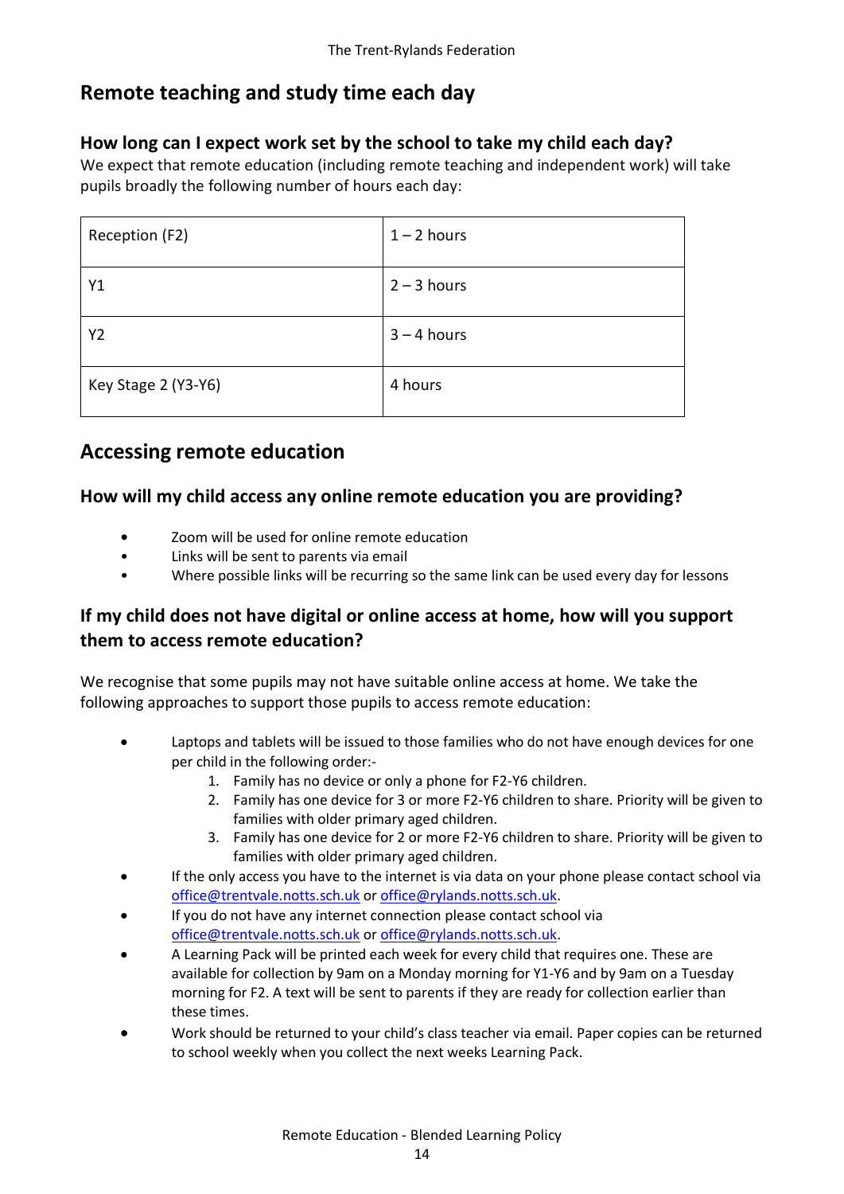## Remote teaching and study time each day

### How long can I expect work set by the school to take my child each day?

We expect that remote education (including remote teaching and independent work) will take pupils broadly the following number of hours each day:

| | |
|---|---|
| Reception (F2) | 1 – 2 hours |
| Y1 | 2 – 3 hours |
| Y2 | 3 – 4 hours |
| Key Stage 2 (Y3-Y6) | 4 hours |

## Accessing remote education

### How will my child access any online remote education you are providing?

- Zoom will be used for online remote education
- Links will be sent to parents via email
- Where possible links will be recurring so the same link can be used every day for lessons

### If my child does not have digital or online access at home, how will you support them to access remote education?

We recognise that some pupils may not have suitable online access at home. We take the following approaches to support those pupils to access remote education:

- Laptops and tablets will be issued to those families who do not have enough devices for one per child in the following order:-
    1. Family has no device or only a phone for F2-Y6 children.
    2. Family has one device for 3 or more F2-Y6 children to share. Priority will be given to families with older primary aged children.
    3. Family has one device for 2 or more F2-Y6 children to share. Priority will be given to families with older primary aged children.
- If the only access you have to the internet is via data on your phone please contact school via office@trentvale.notts.sch.uk or office@rylands.notts.sch.uk.
- If you do not have any internet connection please contact school via office@trentvale.notts.sch.uk or office@rylands.notts.sch.uk.
- A Learning Pack will be printed each week for every child that requires one. These are available for collection by 9am on a Monday morning for Y1-Y6 and by 9am on a Tuesday morning for F2. A text will be sent to parents if they are ready for collection earlier than these times.
- Work should be returned to your child's class teacher via email. Paper copies can be returned to school weekly when you collect the next weeks Learning Pack.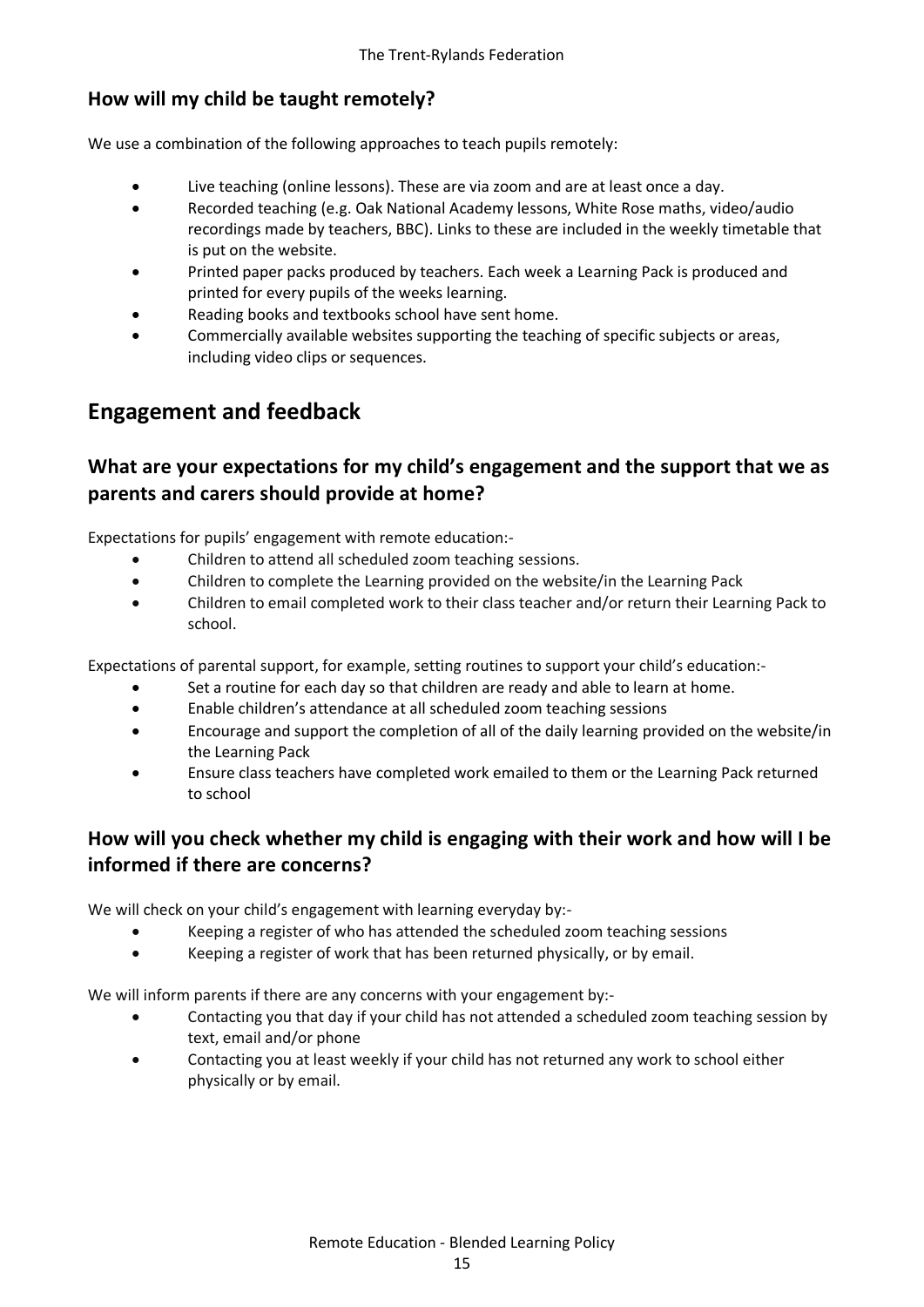### How will my child be taught remotely?

We use a combination of the following approaches to teach pupils remotely:

- Live teaching (online lessons). These are via zoom and are at least once a day.
- Recorded teaching (e.g. Oak National Academy lessons, White Rose maths, video/audio recordings made by teachers, BBC). Links to these are included in the weekly timetable that is put on the website.
- Printed paper packs produced by teachers. Each week a Learning Pack is produced and printed for every pupils of the weeks learning.
- Reading books and textbooks school have sent home.
- Commercially available websites supporting the teaching of specific subjects or areas, including video clips or sequences.

## Engagement and feedback

### What are your expectations for my child's engagement and the support that we as parents and carers should provide at home?

Expectations for pupils' engagement with remote education:-

- Children to attend all scheduled zoom teaching sessions.
- Children to complete the Learning provided on the website/in the Learning Pack
- Children to email completed work to their class teacher and/or return their Learning Pack to school.

Expectations of parental support, for example, setting routines to support your child's education:-

- Set a routine for each day so that children are ready and able to learn at home.
- Enable children's attendance at all scheduled zoom teaching sessions
- Encourage and support the completion of all of the daily learning provided on the website/in the Learning Pack
- Ensure class teachers have completed work emailed to them or the Learning Pack returned to school

### How will you check whether my child is engaging with their work and how will I be informed if there are concerns?

We will check on your child's engagement with learning everyday by:-

- Keeping a register of who has attended the scheduled zoom teaching sessions
- Keeping a register of work that has been returned physically, or by email.

We will inform parents if there are any concerns with your engagement by:-

- Contacting you that day if your child has not attended a scheduled zoom teaching session by text, email and/or phone
- Contacting you at least weekly if your child has not returned any work to school either physically or by email.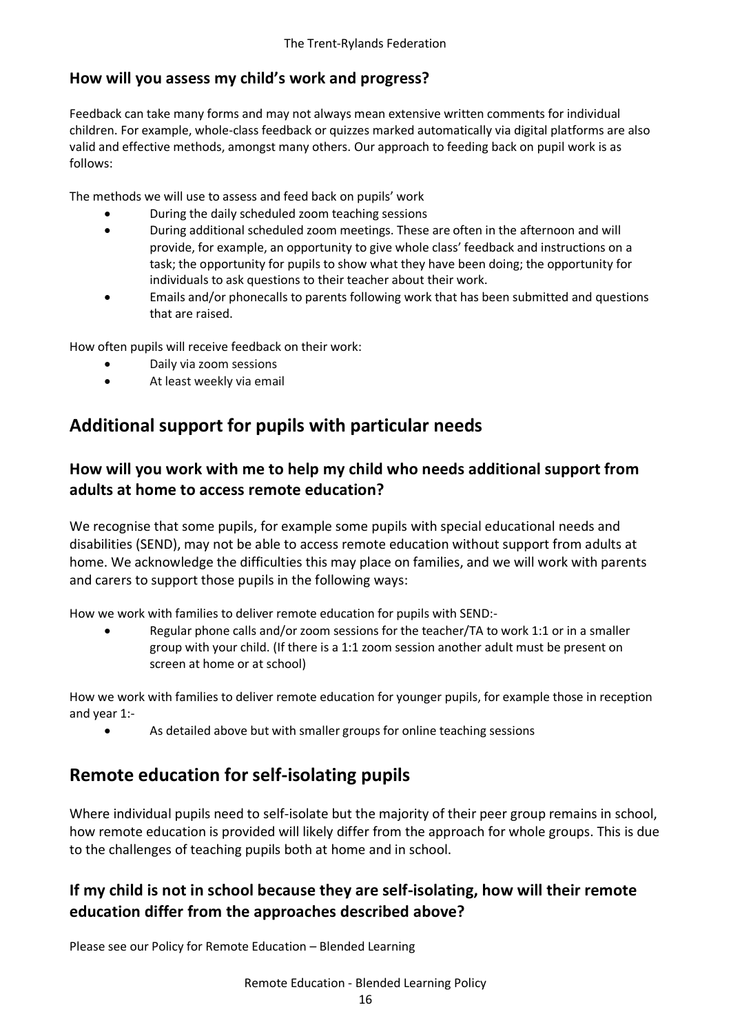### How will you assess my child's work and progress?

Feedback can take many forms and may not always mean extensive written comments for individual children. For example, whole-class feedback or quizzes marked automatically via digital platforms are also valid and effective methods, amongst many others. Our approach to feeding back on pupil work is as follows:

The methods we will use to assess and feed back on pupils' work

- During the daily scheduled zoom teaching sessions
- During additional scheduled zoom meetings. These are often in the afternoon and will provide, for example, an opportunity to give whole class' feedback and instructions on a task; the opportunity for pupils to show what they have been doing; the opportunity for individuals to ask questions to their teacher about their work.
- Emails and/or phonecalls to parents following work that has been submitted and questions that are raised.

How often pupils will receive feedback on their work:

- Daily via zoom sessions
- At least weekly via email

## Additional support for pupils with particular needs

### How will you work with me to help my child who needs additional support from adults at home to access remote education?

We recognise that some pupils, for example some pupils with special educational needs and disabilities (SEND), may not be able to access remote education without support from adults at home. We acknowledge the difficulties this may place on families, and we will work with parents and carers to support those pupils in the following ways:

How we work with families to deliver remote education for pupils with SEND:-

- Regular phone calls and/or zoom sessions for the teacher/TA to work 1:1 or in a smaller group with your child. (If there is a 1:1 zoom session another adult must be present on screen at home or at school)

How we work with families to deliver remote education for younger pupils, for example those in reception and year 1:-

- As detailed above but with smaller groups for online teaching sessions

## Remote education for self-isolating pupils

Where individual pupils need to self-isolate but the majority of their peer group remains in school, how remote education is provided will likely differ from the approach for whole groups. This is due to the challenges of teaching pupils both at home and in school.

### If my child is not in school because they are self-isolating, how will their remote education differ from the approaches described above?

Please see our Policy for Remote Education – Blended Learning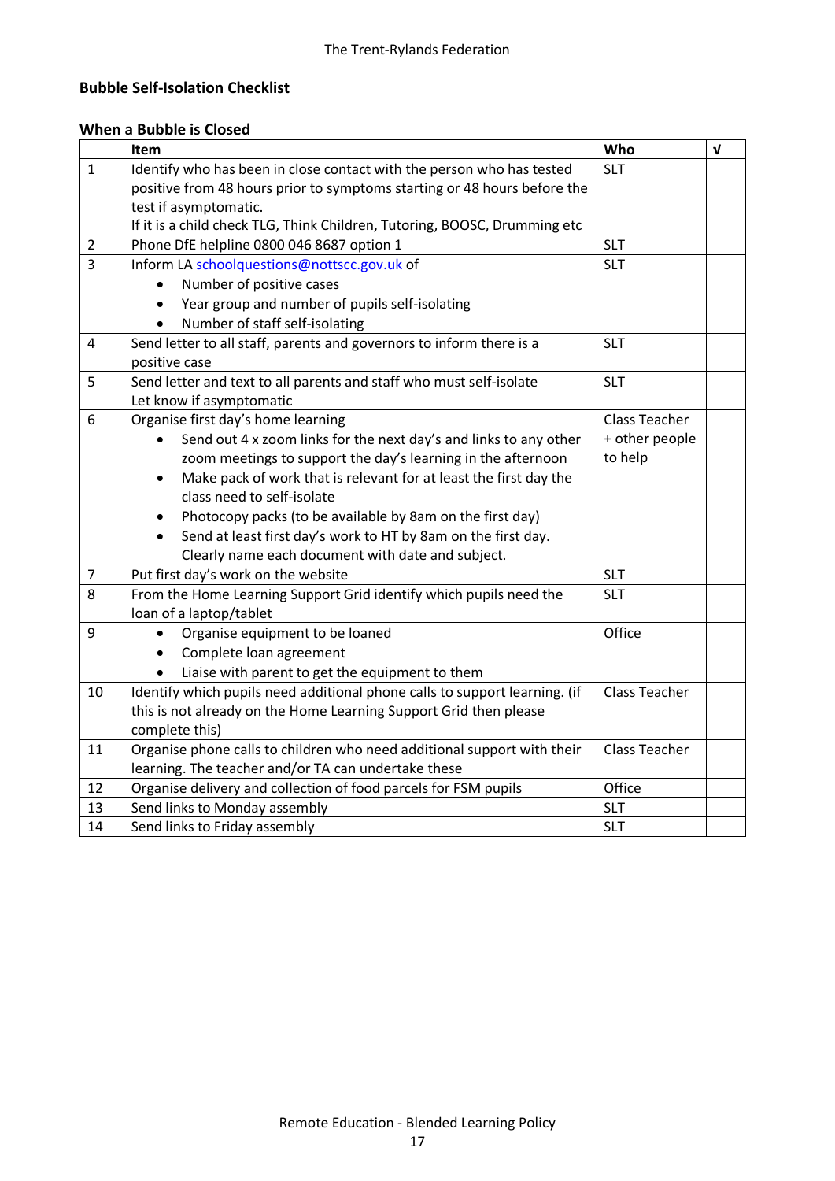**Bubble Self-Isolation Checklist**

**When a Bubble is Closed**

| | Item | Who | √ |
|---|---|---|---|
| 1 | Identify who has been in close contact with the person who has tested positive from 48 hours prior to symptoms starting or 48 hours before the test if asymptomatic.<br>If it is a child check TLG, Think Children, Tutoring, BOOSC, Drumming etc | SLT | |
| 2 | Phone DfE helpline 0800 046 8687 option 1 | SLT | |
| 3 | Inform LA schoolquestions@nottscc.gov.uk of<br>• Number of positive cases<br>• Year group and number of pupils self-isolating<br>• Number of staff self-isolating | SLT | |
| 4 | Send letter to all staff, parents and governors to inform there is a positive case | SLT | |
| 5 | Send letter and text to all parents and staff who must self-isolate<br>Let know if asymptomatic | SLT | |
| 6 | Organise first day's home learning<br>• Send out 4 x zoom links for the next day's and links to any other zoom meetings to support the day's learning in the afternoon<br>• Make pack of work that is relevant for at least the first day the class need to self-isolate<br>• Photocopy packs (to be available by 8am on the first day)<br>• Send at least first day's work to HT by 8am on the first day. Clearly name each document with date and subject. | Class Teacher + other people to help | |
| 7 | Put first day's work on the website | SLT | |
| 8 | From the Home Learning Support Grid identify which pupils need the loan of a laptop/tablet | SLT | |
| 9 | • Organise equipment to be loaned<br>• Complete loan agreement<br>• Liaise with parent to get the equipment to them | Office | |
| 10 | Identify which pupils need additional phone calls to support learning. (if this is not already on the Home Learning Support Grid then please complete this) | Class Teacher | |
| 11 | Organise phone calls to children who need additional support with their learning. The teacher and/or TA can undertake these | Class Teacher | |
| 12 | Organise delivery and collection of food parcels for FSM pupils | Office | |
| 13 | Send links to Monday assembly | SLT | |
| 14 | Send links to Friday assembly | SLT | |